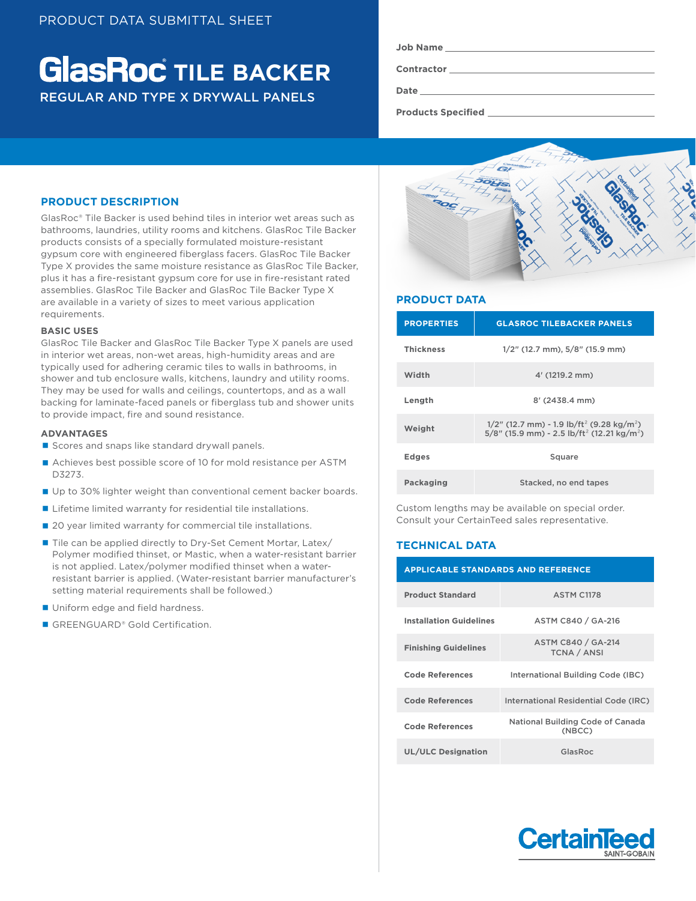PRODUCT DATA SUBMITTAL SHEET

# GlasRoc® TILE BACKER

REGULAR AND TYPE X DRYWALL PANELS

Job Name ______________________________

Contractor ______________________________

Date ______________________________

Products Specified ______________________________

## PRODUCT DESCRIPTION

GlasRoc® Tile Backer is used behind tiles in interior wet areas such as bathrooms, laundries, utility rooms and kitchens. GlasRoc Tile Backer products consists of a specially formulated moisture-resistant gypsum core with engineered fiberglass facers. GlasRoc Tile Backer Type X provides the same moisture resistance as GlasRoc Tile Backer, plus it has a fire-resistant gypsum core for use in fire-resistant rated assemblies. GlasRoc Tile Backer and GlasRoc Tile Backer Type X are available in a variety of sizes to meet various application requirements.

### BASIC USES

GlasRoc Tile Backer and GlasRoc Tile Backer Type X panels are used in interior wet areas, non-wet areas, high-humidity areas and are typically used for adhering ceramic tiles to walls in bathrooms, in shower and tub enclosure walls, kitchens, laundry and utility rooms. They may be used for walls and ceilings, countertops, and as a wall backing for laminate-faced panels or fiberglass tub and shower units to provide impact, fire and sound resistance.

### ADVANTAGES

- Scores and snaps like standard drywall panels.
- Achieves best possible score of 10 for mold resistance per ASTM D3273.
- Up to 30% lighter weight than conventional cement backer boards.
- Lifetime limited warranty for residential tile installations.
- 20 year limited warranty for commercial tile installations.
- Tile can be applied directly to Dry-Set Cement Mortar, Latex/ Polymer modified thinset, or Mastic, when a water-resistant barrier is not applied. Latex/polymer modified thinset when a water-resistant barrier is applied. (Water-resistant barrier manufacturer's setting material requirements shall be followed.)
- Uniform edge and field hardness.
- GREENGUARD® Gold Certification.

## PRODUCT DATA

| PROPERTIES | GLASROC TILEBACKER PANELS |
|---|---|
| Thickness | 1/2" (12.7 mm), 5/8" (15.9 mm) |
| Width | 4' (1219.2 mm) |
| Length | 8' (2438.4 mm) |
| Weight | 1/2" (12.7 mm) - 1.9 lb/ft$^2$ (9.28 kg/m$^2$)<br>5/8" (15.9 mm) - 2.5 lb/ft$^2$ (12.21 kg/m$^2$) |
| Edges | Square |
| Packaging | Stacked, no end tapes |

Custom lengths may be available on special order. Consult your CertainTeed sales representative.

## TECHNICAL DATA

| APPLICABLE STANDARDS AND REFERENCE | |
|---|---|
| Product Standard | ASTM C1178 |
| Installation Guidelines | ASTM C840 / GA-216 |
| Finishing Guidelines | ASTM C840 / GA-214<br>TCNA / ANSI |
| Code References | International Building Code (IBC) |
| Code References | International Residential Code (IRC) |
| Code References | National Building Code of Canada (NBCC) |
| UL/ULC Designation | GlasRoc |

CertainTeed SAINT-GOBAIN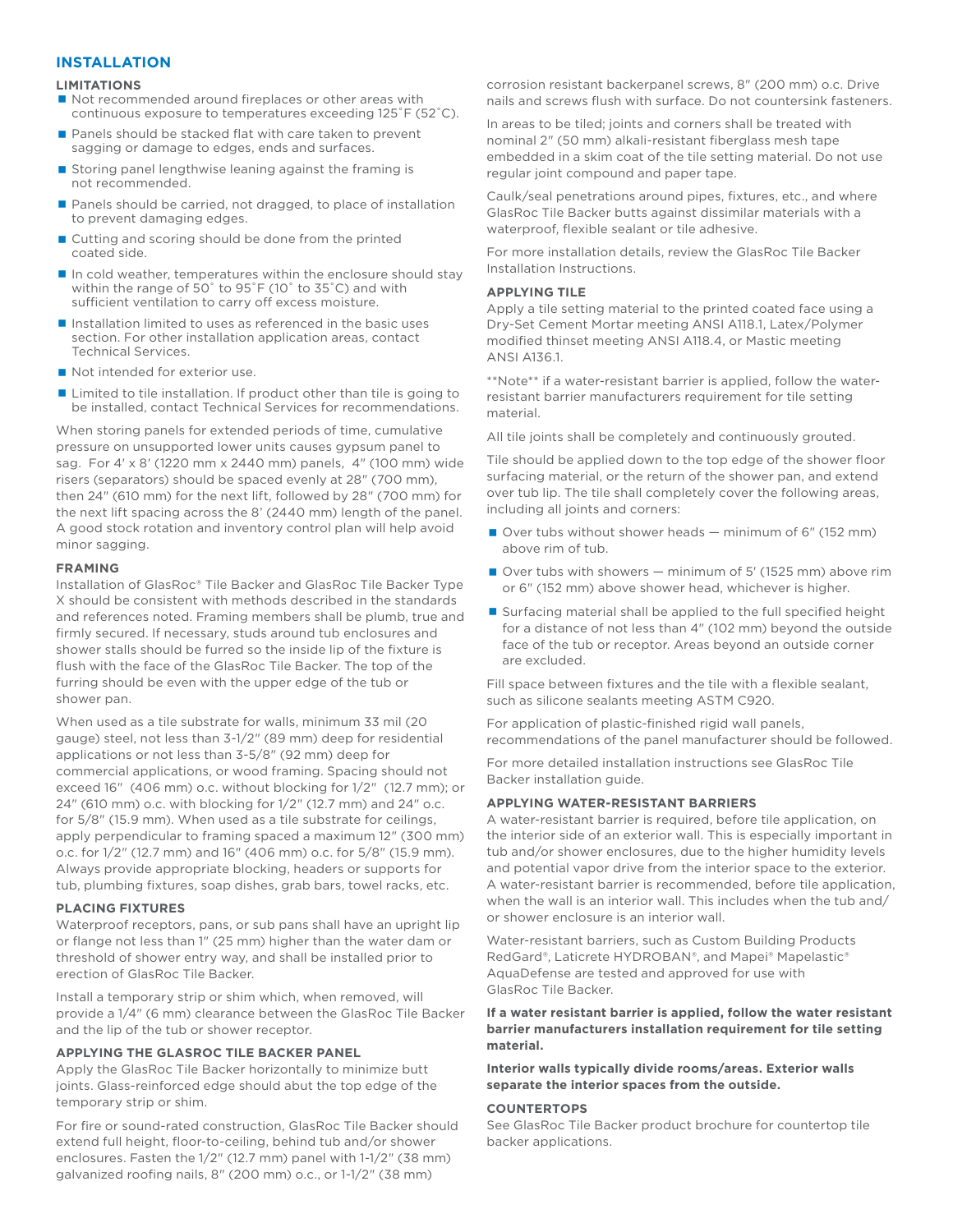## INSTALLATION

### LIMITATIONS

- Not recommended around fireplaces or other areas with continuous exposure to temperatures exceeding 125˚F (52˚C).
- Panels should be stacked flat with care taken to prevent sagging or damage to edges, ends and surfaces.
- Storing panel lengthwise leaning against the framing is not recommended.
- Panels should be carried, not dragged, to place of installation to prevent damaging edges.
- Cutting and scoring should be done from the printed coated side.
- In cold weather, temperatures within the enclosure should stay within the range of 50˚ to 95˚F (10˚ to 35˚C) and with sufficient ventilation to carry off excess moisture.
- Installation limited to uses as referenced in the basic uses section. For other installation application areas, contact Technical Services.
- Not intended for exterior use.
- Limited to tile installation. If product other than tile is going to be installed, contact Technical Services for recommendations.

When storing panels for extended periods of time, cumulative pressure on unsupported lower units causes gypsum panel to sag. For 4′ x 8′ (1220 mm x 2440 mm) panels, 4″ (100 mm) wide risers (separators) should be spaced evenly at 28″ (700 mm), then 24″ (610 mm) for the next lift, followed by 28″ (700 mm) for the next lift spacing across the 8′ (2440 mm) length of the panel. A good stock rotation and inventory control plan will help avoid minor sagging.

### FRAMING

Installation of GlasRoc® Tile Backer and GlasRoc Tile Backer Type X should be consistent with methods described in the standards and references noted. Framing members shall be plumb, true and firmly secured. If necessary, studs around tub enclosures and shower stalls should be furred so the inside lip of the fixture is flush with the face of the GlasRoc Tile Backer. The top of the furring should be even with the upper edge of the tub or shower pan.

When used as a tile substrate for walls, minimum 33 mil (20 gauge) steel, not less than 3-1/2″ (89 mm) deep for residential applications or not less than 3-5/8″ (92 mm) deep for commercial applications, or wood framing. Spacing should not exceed 16″ (406 mm) o.c. without blocking for 1/2″ (12.7 mm); or 24″ (610 mm) o.c. with blocking for 1/2″ (12.7 mm) and 24″ o.c. for 5/8″ (15.9 mm). When used as a tile substrate for ceilings, apply perpendicular to framing spaced a maximum 12″ (300 mm) o.c. for 1/2″ (12.7 mm) and 16″ (406 mm) o.c. for 5/8″ (15.9 mm). Always provide appropriate blocking, headers or supports for tub, plumbing fixtures, soap dishes, grab bars, towel racks, etc.

### PLACING FIXTURES

Waterproof receptors, pans, or sub pans shall have an upright lip or flange not less than 1″ (25 mm) higher than the water dam or threshold of shower entry way, and shall be installed prior to erection of GlasRoc Tile Backer.

Install a temporary strip or shim which, when removed, will provide a 1/4″ (6 mm) clearance between the GlasRoc Tile Backer and the lip of the tub or shower receptor.

### APPLYING THE GLASROC TILE BACKER PANEL

Apply the GlasRoc Tile Backer horizontally to minimize butt joints. Glass-reinforced edge should abut the top edge of the temporary strip or shim.

For fire or sound-rated construction, GlasRoc Tile Backer should extend full height, floor-to-ceiling, behind tub and/or shower enclosures. Fasten the 1/2″ (12.7 mm) panel with 1-1/2″ (38 mm) galvanized roofing nails, 8″ (200 mm) o.c., or 1-1/2″ (38 mm) corrosion resistant backerpanel screws, 8″ (200 mm) o.c. Drive nails and screws flush with surface. Do not countersink fasteners.

In areas to be tiled; joints and corners shall be treated with nominal 2″ (50 mm) alkali-resistant fiberglass mesh tape embedded in a skim coat of the tile setting material. Do not use regular joint compound and paper tape.

Caulk/seal penetrations around pipes, fixtures, etc., and where GlasRoc Tile Backer butts against dissimilar materials with a waterproof, flexible sealant or tile adhesive.

For more installation details, review the GlasRoc Tile Backer Installation Instructions.

### APPLYING TILE

Apply a tile setting material to the printed coated face using a Dry-Set Cement Mortar meeting ANSI A118.1, Latex/Polymer modified thinset meeting ANSI A118.4, or Mastic meeting ANSI A136.1.

**Note** if a water-resistant barrier is applied, follow the water-resistant barrier manufacturers requirement for tile setting material.

All tile joints shall be completely and continuously grouted.

Tile should be applied down to the top edge of the shower floor surfacing material, or the return of the shower pan, and extend over tub lip. The tile shall completely cover the following areas, including all joints and corners:

- Over tubs without shower heads — minimum of 6″ (152 mm) above rim of tub.
- Over tubs with showers — minimum of 5′ (1525 mm) above rim or 6″ (152 mm) above shower head, whichever is higher.
- Surfacing material shall be applied to the full specified height for a distance of not less than 4″ (102 mm) beyond the outside face of the tub or receptor. Areas beyond an outside corner are excluded.

Fill space between fixtures and the tile with a flexible sealant, such as silicone sealants meeting ASTM C920.

For application of plastic-finished rigid wall panels, recommendations of the panel manufacturer should be followed.

For more detailed installation instructions see GlasRoc Tile Backer installation guide.

### APPLYING WATER-RESISTANT BARRIERS

A water-resistant barrier is required, before tile application, on the interior side of an exterior wall. This is especially important in tub and/or shower enclosures, due to the higher humidity levels and potential vapor drive from the interior space to the exterior. A water-resistant barrier is recommended, before tile application, when the wall is an interior wall. This includes when the tub and/or shower enclosure is an interior wall.

Water-resistant barriers, such as Custom Building Products RedGard®, Laticrete HYDROBAN®, and Mapei® Mapelastic® AquaDefense are tested and approved for use with GlasRoc Tile Backer.

**If a water resistant barrier is applied, follow the water resistant barrier manufacturers installation requirement for tile setting material.**

**Interior walls typically divide rooms/areas. Exterior walls separate the interior spaces from the outside.**

### COUNTERTOPS

See GlasRoc Tile Backer product brochure for countertop tile backer applications.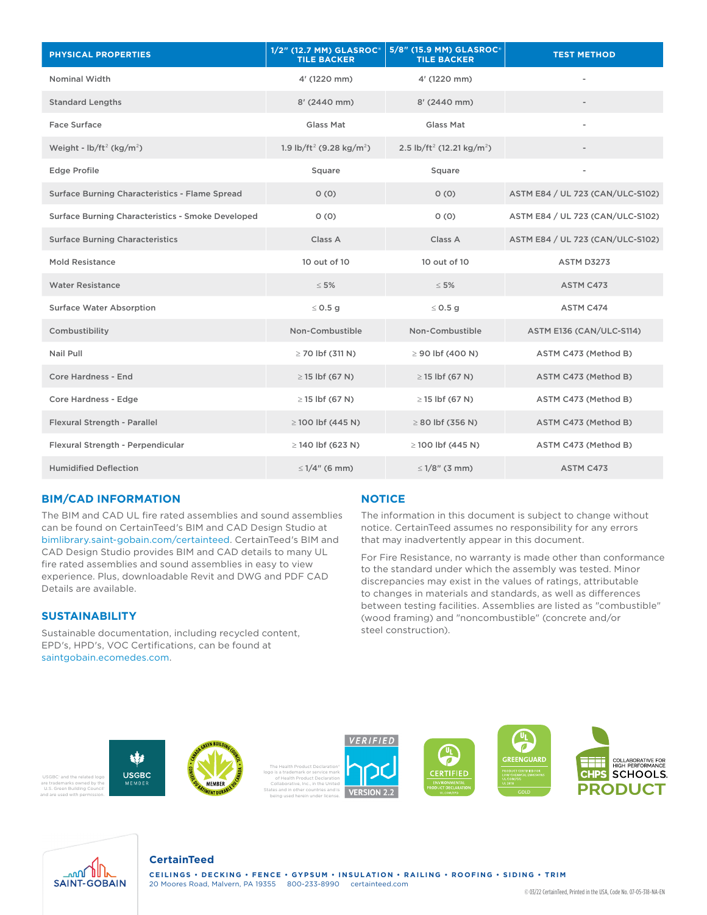| PHYSICAL PROPERTIES | 1/2" (12.7 MM) GLASROC® TILE BACKER | 5/8" (15.9 MM) GLASROC® TILE BACKER | TEST METHOD |
|---|---|---|---|
| Nominal Width | 4' (1220 mm) | 4' (1220 mm) | - |
| Standard Lengths | 8' (2440 mm) | 8' (2440 mm) | - |
| Face Surface | Glass Mat | Glass Mat | - |
| Weight - lb/ft² (kg/m²) | 1.9 lb/ft² (9.28 kg/m²) | 2.5 lb/ft² (12.21 kg/m²) | - |
| Edge Profile | Square | Square | - |
| Surface Burning Characteristics - Flame Spread | 0 (0) | 0 (0) | ASTM E84 / UL 723 (CAN/ULC-S102) |
| Surface Burning Characteristics - Smoke Developed | 0 (0) | 0 (0) | ASTM E84 / UL 723 (CAN/ULC-S102) |
| Surface Burning Characteristics | Class A | Class A | ASTM E84 / UL 723 (CAN/ULC-S102) |
| Mold Resistance | 10 out of 10 | 10 out of 10 | ASTM D3273 |
| Water Resistance | ≤ 5% | ≤ 5% | ASTM C473 |
| Surface Water Absorption | ≤ 0.5 g | ≤ 0.5 g | ASTM C474 |
| Combustibility | Non-Combustible | Non-Combustible | ASTM E136 (CAN/ULC-S114) |
| Nail Pull | ≥ 70 lbf (311 N) | ≥ 90 lbf (400 N) | ASTM C473 (Method B) |
| Core Hardness - End | ≥ 15 lbf (67 N) | ≥ 15 lbf (67 N) | ASTM C473 (Method B) |
| Core Hardness - Edge | ≥ 15 lbf (67 N) | ≥ 15 lbf (67 N) | ASTM C473 (Method B) |
| Flexural Strength - Parallel | ≥ 100 lbf (445 N) | ≥ 80 lbf (356 N) | ASTM C473 (Method B) |
| Flexural Strength - Perpendicular | ≥ 140 lbf (623 N) | ≥ 100 lbf (445 N) | ASTM C473 (Method B) |
| Humidified Deflection | ≤ 1/4" (6 mm) | ≤ 1/8" (3 mm) | ASTM C473 |

## BIM/CAD INFORMATION

The BIM and CAD UL fire rated assemblies and sound assemblies can be found on CertainTeed's BIM and CAD Design Studio at bimlibrary.saint-gobain.com/certainteed. CertainTeed's BIM and CAD Design Studio provides BIM and CAD details to many UL fire rated assemblies and sound assemblies in easy to view experience. Plus, downloadable Revit and DWG and PDF CAD Details are available.

## SUSTAINABILITY

Sustainable documentation, including recycled content, EPD's, HPD's, VOC Certifications, can be found at saintgobain.ecomedes.com.

## NOTICE

The information in this document is subject to change without notice. CertainTeed assumes no responsibility for any errors that may inadvertently appear in this document.

For Fire Resistance, no warranty is made other than conformance to the standard under which the assembly was tested. Minor discrepancies may exist in the values of ratings, attributable to changes in materials and standards, as well as differences between testing facilities. Assemblies are listed as "combustible" (wood framing) and "noncombustible" (concrete and/or steel construction).

USGBC® and the related logo are trademarks owned by the U.S. Green Building Council® and are used with permission.

The Health Product Declaration® logo is a trademark or service mark of Health Product Declaration Collaborative, Inc., in the United States and in other countries and is being used herein under license.

**CertainTeed**

CEILINGS • DECKING • FENCE • GYPSUM • INSULATION • RAILING • ROOFING • SIDING • TRIM

20 Moores Road, Malvern, PA 19355  800-233-8990  certainteed.com

© 03/22 CertainTeed, Printed in the USA, Code No. 07-05-318-NA-EN